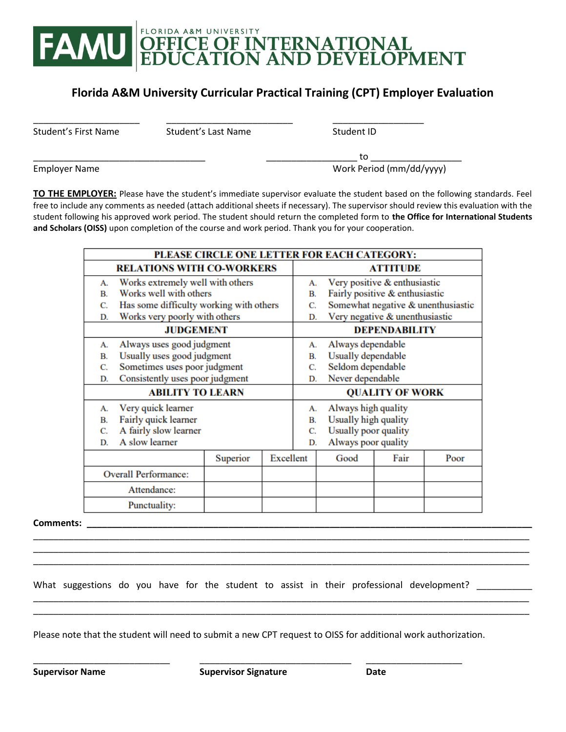FLORIDA A&M UNIVERSITY
# FAMU OFFICE OF INTERNATIONAL EDUCATION AND DEVELOPMENT

## Florida A&M University Curricular Practical Training (CPT) Employer Evaluation

_____________________ _________________________ __________________
Student's First Name Student's Last Name Student ID

__________________________________ _________________ to _________________
Employer Name Work Period (mm/dd/yyyy)

**TO THE EMPLOYER:** Please have the student's immediate supervisor evaluate the student based on the following standards. Feel free to include any comments as needed (attach additional sheets if necessary). The supervisor should review this evaluation with the student following his approved work period. The student should return the completed form to **the Office for International Students and Scholars (OISS)** upon completion of the course and work period. Thank you for your cooperation.

**PLEASE CIRCLE ONE LETTER FOR EACH CATEGORY:**

| RELATIONS WITH CO-WORKERS | ATTITUDE |
|---|---|
| A. Works extremely well with others | A. Very positive & enthusiastic |
| B. Works well with others | B. Fairly positive & enthusiastic |
| C. Has some difficulty working with others | C. Somewhat negative & unenthusiastic |
| D. Works very poorly with others | D. Very negative & unenthusiastic |
| **JUDGEMENT** | **DEPENDABILITY** |
| A. Always uses good judgment | A. Always dependable |
| B. Usually uses good judgment | B. Usually dependable |
| C. Sometimes uses poor judgment | C. Seldom dependable |
| D. Consistently uses poor judgment | D. Never dependable |
| **ABILITY TO LEARN** | **QUALITY OF WORK** |
| A. Very quick learner | A. Always high quality |
| B. Fairly quick learner | B. Usually high quality |
| C. A fairly slow learner | C. Usually poor quality |
| D. A slow learner | D. Always poor quality |

| | Superior | Excellent | Good | Fair | Poor |
|---|---|---|---|---|---|
| Overall Performance: | | | | | |
| Attendance: | | | | | |
| Punctuality: | | | | | |

**Comments:** ____________________________________________________________________________
____________________________________________________________________________________
____________________________________________________________________________________
____________________________________________________________________________________

What suggestions do you have for the student to assist in their professional development? ___________
____________________________________________________________________________________
____________________________________________________________________________________

Please note that the student will need to submit a new CPT request to OISS for additional work authorization.

____________________________ _______________________________ ___________________
**Supervisor Name** **Supervisor Signature** **Date**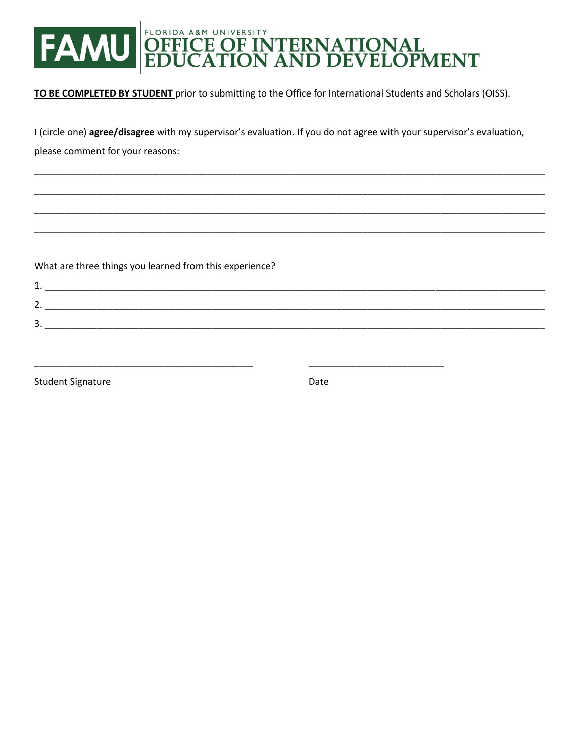# FAMU | FLORIDA A&M UNIVERSITY OFFICE OF INTERNATIONAL EDUCATION AND DEVELOPMENT

**TO BE COMPLETED BY STUDENT** prior to submitting to the Office for International Students and Scholars (OISS).

I (circle one) **agree/disagree** with my supervisor's evaluation. If you do not agree with your supervisor's evaluation, please comment for your reasons:

_______________________________________________________________________________

_______________________________________________________________________________

_______________________________________________________________________________

_______________________________________________________________________________

What are three things you learned from this experience?

1. _______________________________________________________________________________
2. _______________________________________________________________________________
3. _______________________________________________________________________________

_________________________________________ &nbsp;&nbsp;&nbsp;&nbsp; _________________________

Student Signature &nbsp;&nbsp;&nbsp;&nbsp; Date